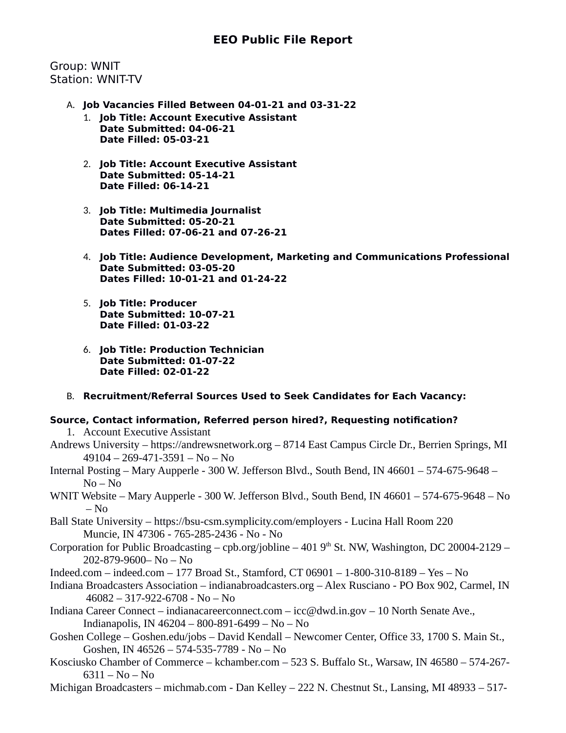# EEO Public File Report

Group: WNIT
Station: WNIT-TV

A. **Job Vacancies Filled Between 04-01-21 and 03-31-22**

1. **Job Title: Account Executive Assistant**
   **Date Submitted: 04-06-21**
   **Date Filled: 05-03-21**

2. **Job Title: Account Executive Assistant**
   **Date Submitted: 05-14-21**
   **Date Filled: 06-14-21**

3. **Job Title: Multimedia Journalist**
   **Date Submitted: 05-20-21**
   **Dates Filled: 07-06-21 and 07-26-21**

4. **Job Title: Audience Development, Marketing and Communications Professional**
   **Date Submitted: 03-05-20**
   **Dates Filled: 10-01-21 and 01-24-22**

5. **Job Title: Producer**
   **Date Submitted: 10-07-21**
   **Date Filled: 01-03-22**

6. **Job Title: Production Technician**
   **Date Submitted: 01-07-22**
   **Date Filled: 02-01-22**

B. **Recruitment/Referral Sources Used to Seek Candidates for Each Vacancy:**

**Source, Contact information, Referred person hired?, Requesting notification?**

1. Account Executive Assistant

Andrews University – https://andrewsnetwork.org – 8714 East Campus Circle Dr., Berrien Springs, MI 49104 – 269-471-3591 – No – No

Internal Posting – Mary Aupperle - 300 W. Jefferson Blvd., South Bend, IN 46601 – 574-675-9648 – No – No

WNIT Website – Mary Aupperle - 300 W. Jefferson Blvd., South Bend, IN 46601 – 574-675-9648 – No – No

Ball State University – https://bsu-csm.symplicity.com/employers - Lucina Hall Room 220 Muncie, IN 47306 - 765-285-2436 - No - No

Corporation for Public Broadcasting – cpb.org/jobline – 401 9th St. NW, Washington, DC 20004-2129 – 202-879-9600– No – No

Indeed.com – indeed.com – 177 Broad St., Stamford, CT 06901 – 1-800-310-8189 – Yes – No

Indiana Broadcasters Association – indianabroadcasters.org – Alex Rusciano - PO Box 902, Carmel, IN 46082 – 317-922-6708 - No – No

Indiana Career Connect – indianacareerconnect.com – icc@dwd.in.gov – 10 North Senate Ave., Indianapolis, IN 46204 – 800-891-6499 – No – No

Goshen College – Goshen.edu/jobs – David Kendall – Newcomer Center, Office 33, 1700 S. Main St., Goshen, IN 46526 – 574-535-7789 - No – No

Kosciusko Chamber of Commerce – kchamber.com – 523 S. Buffalo St., Warsaw, IN 46580 – 574-267-6311 – No – No

Michigan Broadcasters – michmab.com - Dan Kelley – 222 N. Chestnut St., Lansing, MI 48933 – 517-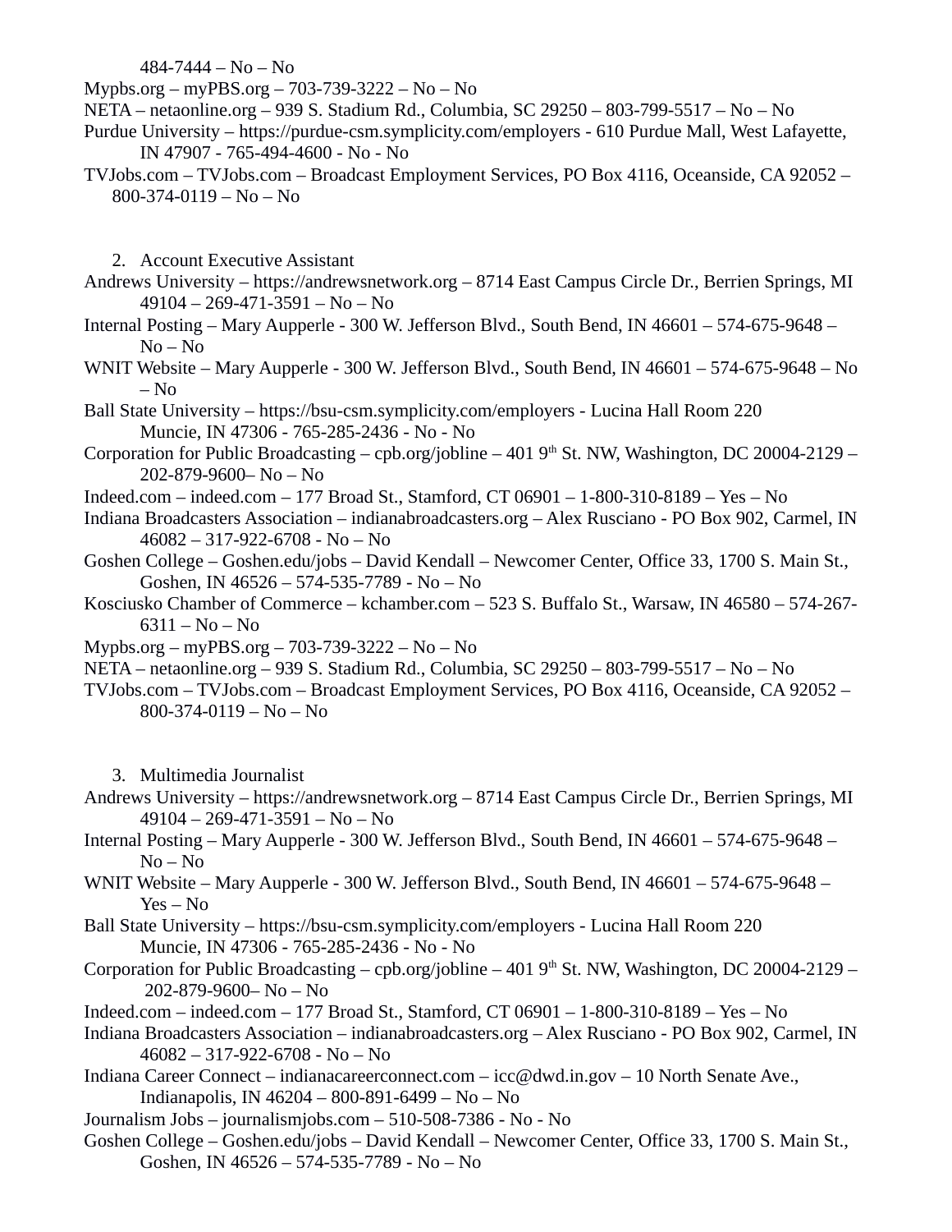484-7444 – No – No

Mypbs.org – myPBS.org – 703-739-3222 – No – No

NETA – netaonline.org – 939 S. Stadium Rd., Columbia, SC 29250 – 803-799-5517 – No – No

Purdue University – https://purdue-csm.symplicity.com/employers - 610 Purdue Mall, West Lafayette, IN 47907 - 765-494-4600 - No - No

TVJobs.com – TVJobs.com – Broadcast Employment Services, PO Box 4116, Oceanside, CA 92052 – 800-374-0119 – No – No

2. Account Executive Assistant

Andrews University – https://andrewsnetwork.org – 8714 East Campus Circle Dr., Berrien Springs, MI 49104 – 269-471-3591 – No – No

Internal Posting – Mary Aupperle - 300 W. Jefferson Blvd., South Bend, IN 46601 – 574-675-9648 – No – No

WNIT Website – Mary Aupperle - 300 W. Jefferson Blvd., South Bend, IN 46601 – 574-675-9648 – No – No

Ball State University – https://bsu-csm.symplicity.com/employers - Lucina Hall Room 220 Muncie, IN 47306 - 765-285-2436 - No - No

Corporation for Public Broadcasting – cpb.org/jobline – 401 9th St. NW, Washington, DC 20004-2129 – 202-879-9600– No – No

Indeed.com – indeed.com – 177 Broad St., Stamford, CT 06901 – 1-800-310-8189 – Yes – No

Indiana Broadcasters Association – indianabroadcasters.org – Alex Rusciano - PO Box 902, Carmel, IN 46082 – 317-922-6708 - No – No

Goshen College – Goshen.edu/jobs – David Kendall – Newcomer Center, Office 33, 1700 S. Main St., Goshen, IN 46526 – 574-535-7789 - No – No

Kosciusko Chamber of Commerce – kchamber.com – 523 S. Buffalo St., Warsaw, IN 46580 – 574-267-6311 – No – No

Mypbs.org – myPBS.org – 703-739-3222 – No – No

NETA – netaonline.org – 939 S. Stadium Rd., Columbia, SC 29250 – 803-799-5517 – No – No

TVJobs.com – TVJobs.com – Broadcast Employment Services, PO Box 4116, Oceanside, CA 92052 – 800-374-0119 – No – No

3. Multimedia Journalist

Andrews University – https://andrewsnetwork.org – 8714 East Campus Circle Dr., Berrien Springs, MI 49104 – 269-471-3591 – No – No

Internal Posting – Mary Aupperle - 300 W. Jefferson Blvd., South Bend, IN 46601 – 574-675-9648 – No – No

WNIT Website – Mary Aupperle - 300 W. Jefferson Blvd., South Bend, IN 46601 – 574-675-9648 – Yes – No

Ball State University – https://bsu-csm.symplicity.com/employers - Lucina Hall Room 220 Muncie, IN 47306 - 765-285-2436 - No - No

Corporation for Public Broadcasting – cpb.org/jobline – 401 9th St. NW, Washington, DC 20004-2129 – 202-879-9600– No – No

Indeed.com – indeed.com – 177 Broad St., Stamford, CT 06901 – 1-800-310-8189 – Yes – No

Indiana Broadcasters Association – indianabroadcasters.org – Alex Rusciano - PO Box 902, Carmel, IN 46082 – 317-922-6708 - No – No

Indiana Career Connect – indianacareerconnect.com – icc@dwd.in.gov – 10 North Senate Ave., Indianapolis, IN 46204 – 800-891-6499 – No – No

Journalism Jobs – journalismjobs.com – 510-508-7386 - No - No

Goshen College – Goshen.edu/jobs – David Kendall – Newcomer Center, Office 33, 1700 S. Main St., Goshen, IN 46526 – 574-535-7789 - No – No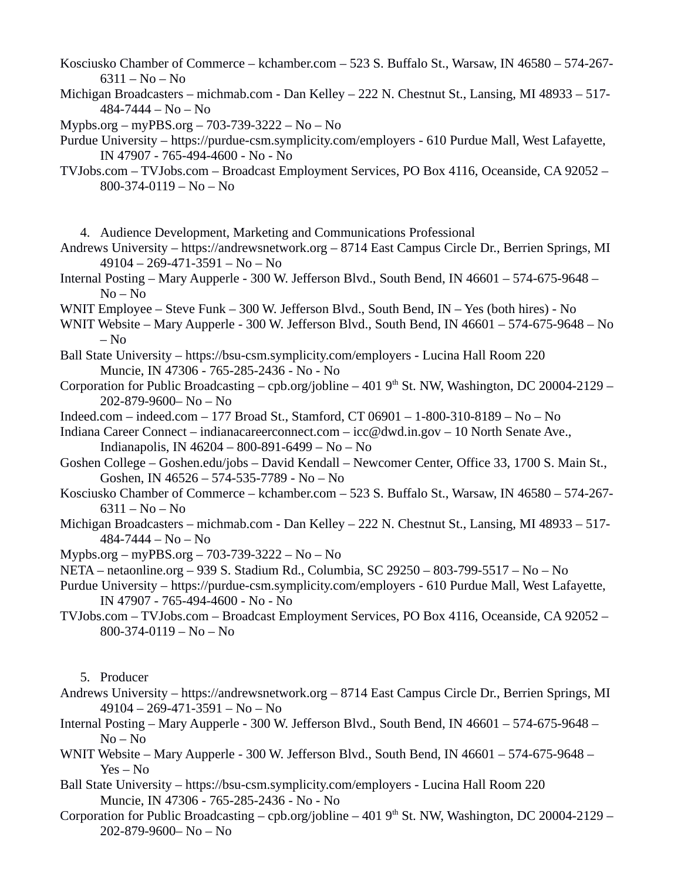Kosciusko Chamber of Commerce – kchamber.com – 523 S. Buffalo St., Warsaw, IN 46580 – 574-267-6311 – No – No

Michigan Broadcasters – michmab.com - Dan Kelley – 222 N. Chestnut St., Lansing, MI 48933 – 517-484-7444 – No – No

Mypbs.org – myPBS.org – 703-739-3222 – No – No

Purdue University – https://purdue-csm.symplicity.com/employers - 610 Purdue Mall, West Lafayette, IN 47907 - 765-494-4600 - No - No

TVJobs.com – TVJobs.com – Broadcast Employment Services, PO Box 4116, Oceanside, CA 92052 – 800-374-0119 – No – No

4. Audience Development, Marketing and Communications Professional

Andrews University – https://andrewsnetwork.org – 8714 East Campus Circle Dr., Berrien Springs, MI 49104 – 269-471-3591 – No – No

Internal Posting – Mary Aupperle - 300 W. Jefferson Blvd., South Bend, IN 46601 – 574-675-9648 – No – No

WNIT Employee – Steve Funk – 300 W. Jefferson Blvd., South Bend, IN – Yes (both hires) - No

WNIT Website – Mary Aupperle - 300 W. Jefferson Blvd., South Bend, IN 46601 – 574-675-9648 – No – No

Ball State University – https://bsu-csm.symplicity.com/employers - Lucina Hall Room 220 Muncie, IN 47306 - 765-285-2436 - No - No

Corporation for Public Broadcasting – cpb.org/jobline – 401 9th St. NW, Washington, DC 20004-2129 – 202-879-9600– No – No

Indeed.com – indeed.com – 177 Broad St., Stamford, CT 06901 – 1-800-310-8189 – No – No

Indiana Career Connect – indianacareerconnect.com – icc@dwd.in.gov – 10 North Senate Ave., Indianapolis, IN 46204 – 800-891-6499 – No – No

Goshen College – Goshen.edu/jobs – David Kendall – Newcomer Center, Office 33, 1700 S. Main St., Goshen, IN 46526 – 574-535-7789 - No – No

Kosciusko Chamber of Commerce – kchamber.com – 523 S. Buffalo St., Warsaw, IN 46580 – 574-267-6311 – No – No

Michigan Broadcasters – michmab.com - Dan Kelley – 222 N. Chestnut St., Lansing, MI 48933 – 517-484-7444 – No – No

Mypbs.org – myPBS.org – 703-739-3222 – No – No

NETA – netaonline.org – 939 S. Stadium Rd., Columbia, SC 29250 – 803-799-5517 – No – No

Purdue University – https://purdue-csm.symplicity.com/employers - 610 Purdue Mall, West Lafayette, IN 47907 - 765-494-4600 - No - No

TVJobs.com – TVJobs.com – Broadcast Employment Services, PO Box 4116, Oceanside, CA 92052 – 800-374-0119 – No – No

5. Producer

Andrews University – https://andrewsnetwork.org – 8714 East Campus Circle Dr., Berrien Springs, MI 49104 – 269-471-3591 – No – No

Internal Posting – Mary Aupperle - 300 W. Jefferson Blvd., South Bend, IN 46601 – 574-675-9648 – No – No

WNIT Website – Mary Aupperle - 300 W. Jefferson Blvd., South Bend, IN 46601 – 574-675-9648 – Yes – No

Ball State University – https://bsu-csm.symplicity.com/employers - Lucina Hall Room 220 Muncie, IN 47306 - 765-285-2436 - No - No

Corporation for Public Broadcasting – cpb.org/jobline – 401 9th St. NW, Washington, DC 20004-2129 – 202-879-9600– No – No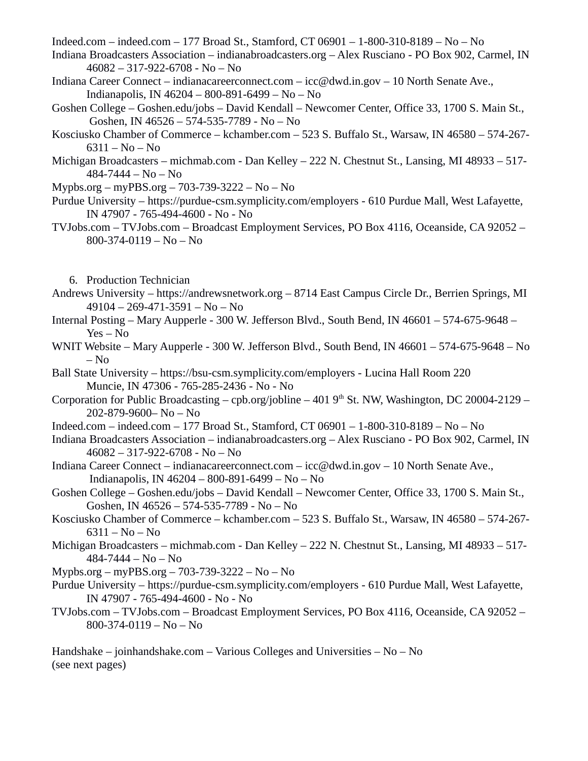Indeed.com – indeed.com – 177 Broad St., Stamford, CT 06901 – 1-800-310-8189 – No – No
Indiana Broadcasters Association – indianabroadcasters.org – Alex Rusciano - PO Box 902, Carmel, IN 46082 – 317-922-6708 - No – No
Indiana Career Connect – indianacareerconnect.com – icc@dwd.in.gov – 10 North Senate Ave., Indianapolis, IN 46204 – 800-891-6499 – No – No
Goshen College – Goshen.edu/jobs – David Kendall – Newcomer Center, Office 33, 1700 S. Main St., Goshen, IN 46526 – 574-535-7789 - No – No
Kosciusko Chamber of Commerce – kchamber.com – 523 S. Buffalo St., Warsaw, IN 46580 – 574-267-6311 – No – No
Michigan Broadcasters – michmab.com - Dan Kelley – 222 N. Chestnut St., Lansing, MI 48933 – 517-484-7444 – No – No
Mypbs.org – myPBS.org – 703-739-3222 – No – No
Purdue University – https://purdue-csm.symplicity.com/employers - 610 Purdue Mall, West Lafayette, IN 47907 - 765-494-4600 - No - No
TVJobs.com – TVJobs.com – Broadcast Employment Services, PO Box 4116, Oceanside, CA 92052 – 800-374-0119 – No – No

6. Production Technician

Andrews University – https://andrewsnetwork.org – 8714 East Campus Circle Dr., Berrien Springs, MI 49104 – 269-471-3591 – No – No
Internal Posting – Mary Aupperle - 300 W. Jefferson Blvd., South Bend, IN 46601 – 574-675-9648 – Yes – No
WNIT Website – Mary Aupperle - 300 W. Jefferson Blvd., South Bend, IN 46601 – 574-675-9648 – No – No
Ball State University – https://bsu-csm.symplicity.com/employers - Lucina Hall Room 220 Muncie, IN 47306 - 765-285-2436 - No - No
Corporation for Public Broadcasting – cpb.org/jobline – 401 9th St. NW, Washington, DC 20004-2129 – 202-879-9600– No – No
Indeed.com – indeed.com – 177 Broad St., Stamford, CT 06901 – 1-800-310-8189 – No – No
Indiana Broadcasters Association – indianabroadcasters.org – Alex Rusciano - PO Box 902, Carmel, IN 46082 – 317-922-6708 - No – No
Indiana Career Connect – indianacareerconnect.com – icc@dwd.in.gov – 10 North Senate Ave., Indianapolis, IN 46204 – 800-891-6499 – No – No
Goshen College – Goshen.edu/jobs – David Kendall – Newcomer Center, Office 33, 1700 S. Main St., Goshen, IN 46526 – 574-535-7789 - No – No
Kosciusko Chamber of Commerce – kchamber.com – 523 S. Buffalo St., Warsaw, IN 46580 – 574-267-6311 – No – No
Michigan Broadcasters – michmab.com - Dan Kelley – 222 N. Chestnut St., Lansing, MI 48933 – 517-484-7444 – No – No
Mypbs.org – myPBS.org – 703-739-3222 – No – No
Purdue University – https://purdue-csm.symplicity.com/employers - 610 Purdue Mall, West Lafayette, IN 47907 - 765-494-4600 - No - No
TVJobs.com – TVJobs.com – Broadcast Employment Services, PO Box 4116, Oceanside, CA 92052 – 800-374-0119 – No – No

Handshake – joinhandshake.com – Various Colleges and Universities – No – No
(see next pages)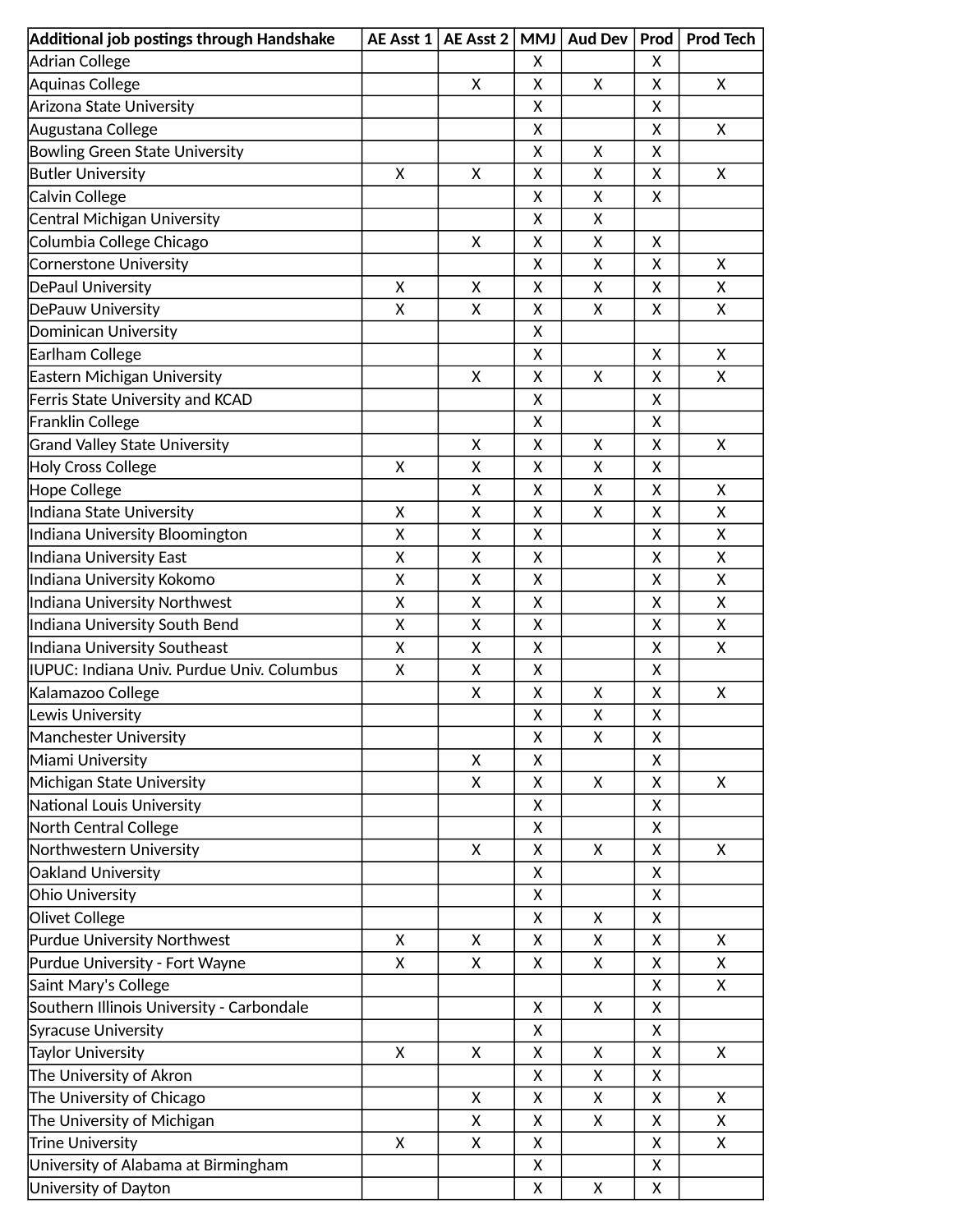| Additional job postings through Handshake | AE Asst 1 | AE Asst 2 | MMJ | Aud Dev | Prod | Prod Tech |
|---|---|---|---|---|---|---|
| Adrian College | | | X | | X | |
| Aquinas College | | X | X | X | X | X |
| Arizona State University | | | X | | X | |
| Augustana College | | | X | | X | X |
| Bowling Green State University | | | X | X | X | |
| Butler University | X | X | X | X | X | X |
| Calvin College | | | X | X | X | |
| Central Michigan University | | | X | X | | |
| Columbia College Chicago | | X | X | X | X | |
| Cornerstone University | | | X | X | X | X |
| DePaul University | X | X | X | X | X | X |
| DePauw University | X | X | X | X | X | X |
| Dominican University | | | X | | | |
| Earlham College | | | X | | X | X |
| Eastern Michigan University | | X | X | X | X | X |
| Ferris State University and KCAD | | | X | | X | |
| Franklin College | | | X | | X | |
| Grand Valley State University | | X | X | X | X | X |
| Holy Cross College | X | X | X | X | X | |
| Hope College | | X | X | X | X | X |
| Indiana State University | X | X | X | X | X | X |
| Indiana University Bloomington | X | X | X | | X | X |
| Indiana University East | X | X | X | | X | X |
| Indiana University Kokomo | X | X | X | | X | X |
| Indiana University Northwest | X | X | X | | X | X |
| Indiana University South Bend | X | X | X | | X | X |
| Indiana University Southeast | X | X | X | | X | X |
| IUPUC: Indiana Univ. Purdue Univ. Columbus | X | X | X | | X | |
| Kalamazoo College | | X | X | X | X | X |
| Lewis University | | | X | X | X | |
| Manchester University | | | X | X | X | |
| Miami University | | X | X | | X | |
| Michigan State University | | X | X | X | X | X |
| National Louis University | | | X | | X | |
| North Central College | | | X | | X | |
| Northwestern University | | X | X | X | X | X |
| Oakland University | | | X | | X | |
| Ohio University | | | X | | X | |
| Olivet College | | | X | X | X | |
| Purdue University Northwest | X | X | X | X | X | X |
| Purdue University - Fort Wayne | X | X | X | X | X | X |
| Saint Mary's College | | | | | X | X |
| Southern Illinois University - Carbondale | | | X | X | X | |
| Syracuse University | | | X | | X | |
| Taylor University | X | X | X | X | X | X |
| The University of Akron | | | X | X | X | |
| The University of Chicago | | X | X | X | X | X |
| The University of Michigan | | X | X | X | X | X |
| Trine University | X | X | X | | X | X |
| University of Alabama at Birmingham | | | X | | X | |
| University of Dayton | | | X | X | X | |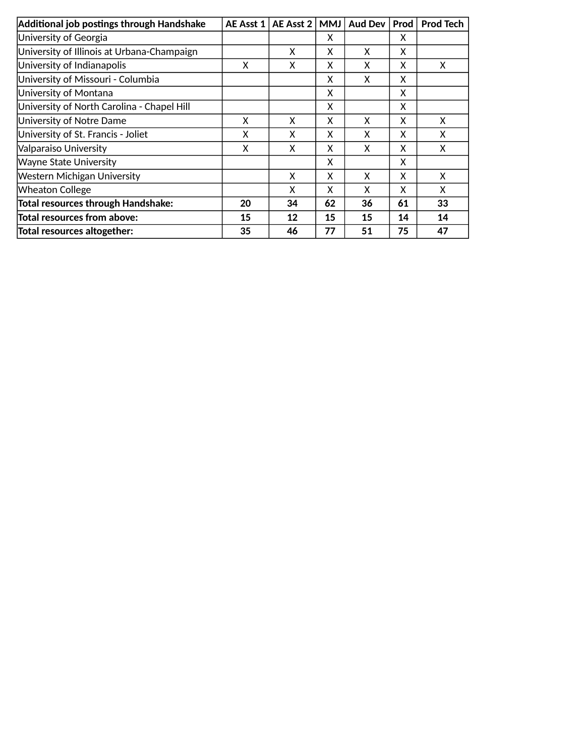| **Additional job postings through Handshake** | **AE Asst 1** | **AE Asst 2** | **MMJ** | **Aud Dev** | **Prod** | **Prod Tech** |
|---|---|---|---|---|---|---|
| University of Georgia | | | X | | X | |
| University of Illinois at Urbana-Champaign | | X | X | X | X | |
| University of Indianapolis | X | X | X | X | X | X |
| University of Missouri - Columbia | | | X | X | X | |
| University of Montana | | | X | | X | |
| University of North Carolina - Chapel Hill | | | X | | X | |
| University of Notre Dame | X | X | X | X | X | X |
| University of St. Francis - Joliet | X | X | X | X | X | X |
| Valparaiso University | X | X | X | X | X | X |
| Wayne State University | | | X | | X | |
| Western Michigan University | | X | X | X | X | X |
| Wheaton College | | X | X | X | X | X |
| **Total resources through Handshake:** | **20** | **34** | **62** | **36** | **61** | **33** |
| **Total resources from above:** | **15** | **12** | **15** | **15** | **14** | **14** |
| **Total resources altogether:** | **35** | **46** | **77** | **51** | **75** | **47** |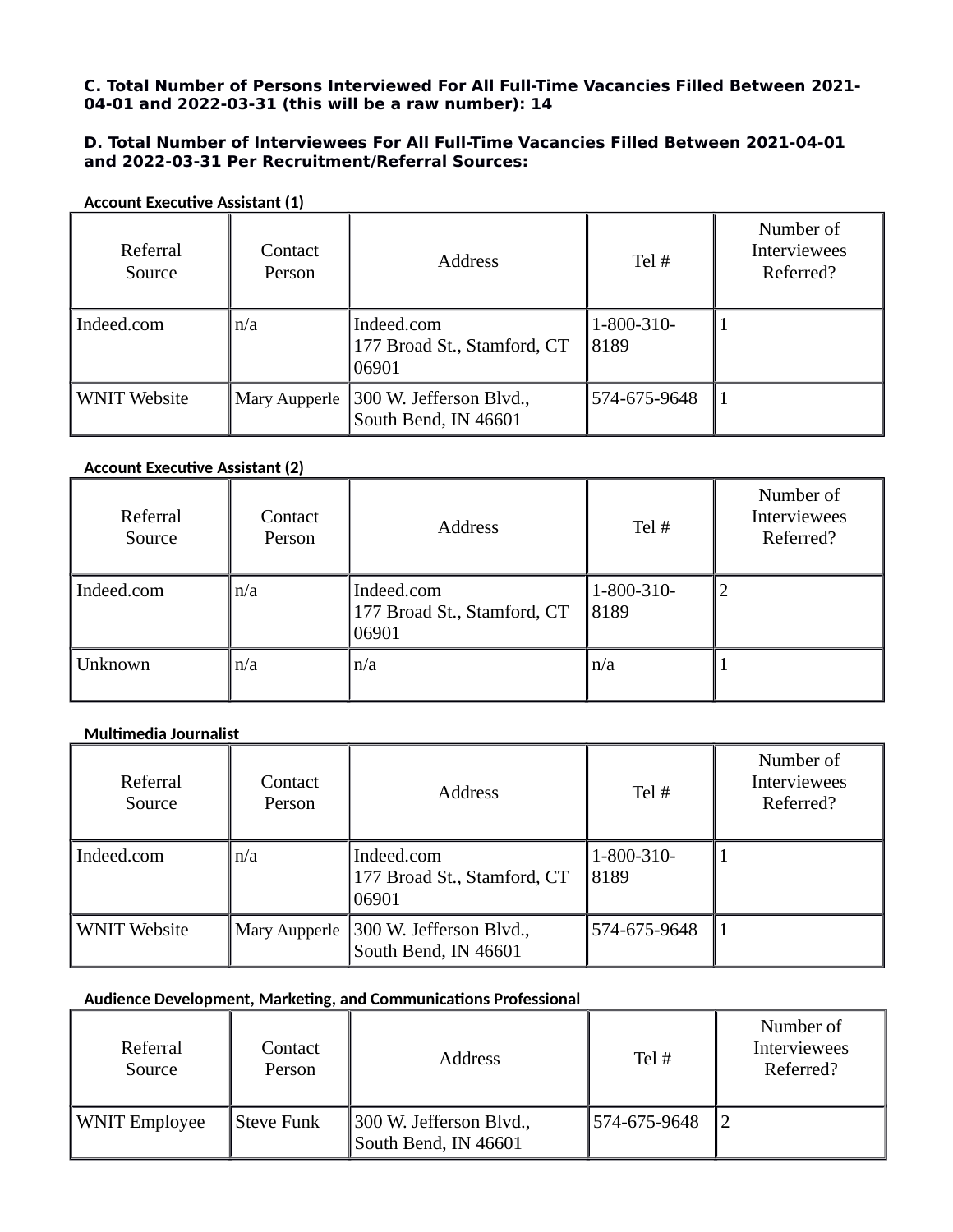**C. Total Number of Persons Interviewed For All Full-Time Vacancies Filled Between 2021-04-01 and 2022-03-31 (this will be a raw number): 14**

**D. Total Number of Interviewees For All Full-Time Vacancies Filled Between 2021-04-01 and 2022-03-31 Per Recruitment/Referral Sources:**

**Account Executive Assistant (1)**

| Referral Source | Contact Person | Address | Tel # | Number of Interviewees Referred? |
|---|---|---|---|---|
| Indeed.com | n/a | Indeed.com<br>177 Broad St., Stamford, CT 06901 | 1-800-310-8189 | 1 |
| WNIT Website | Mary Aupperle | 300 W. Jefferson Blvd., South Bend, IN 46601 | 574-675-9648 | 1 |

**Account Executive Assistant (2)**

| Referral Source | Contact Person | Address | Tel # | Number of Interviewees Referred? |
|---|---|---|---|---|
| Indeed.com | n/a | Indeed.com<br>177 Broad St., Stamford, CT 06901 | 1-800-310-8189 | 2 |
| Unknown | n/a | n/a | n/a | 1 |

**Multimedia Journalist**

| Referral Source | Contact Person | Address | Tel # | Number of Interviewees Referred? |
|---|---|---|---|---|
| Indeed.com | n/a | Indeed.com<br>177 Broad St., Stamford, CT 06901 | 1-800-310-8189 | 1 |
| WNIT Website | Mary Aupperle | 300 W. Jefferson Blvd., South Bend, IN 46601 | 574-675-9648 | 1 |

**Audience Development, Marketing, and Communications Professional**

| Referral Source | Contact Person | Address | Tel # | Number of Interviewees Referred? |
|---|---|---|---|---|
| WNIT Employee | Steve Funk | 300 W. Jefferson Blvd., South Bend, IN 46601 | 574-675-9648 | 2 |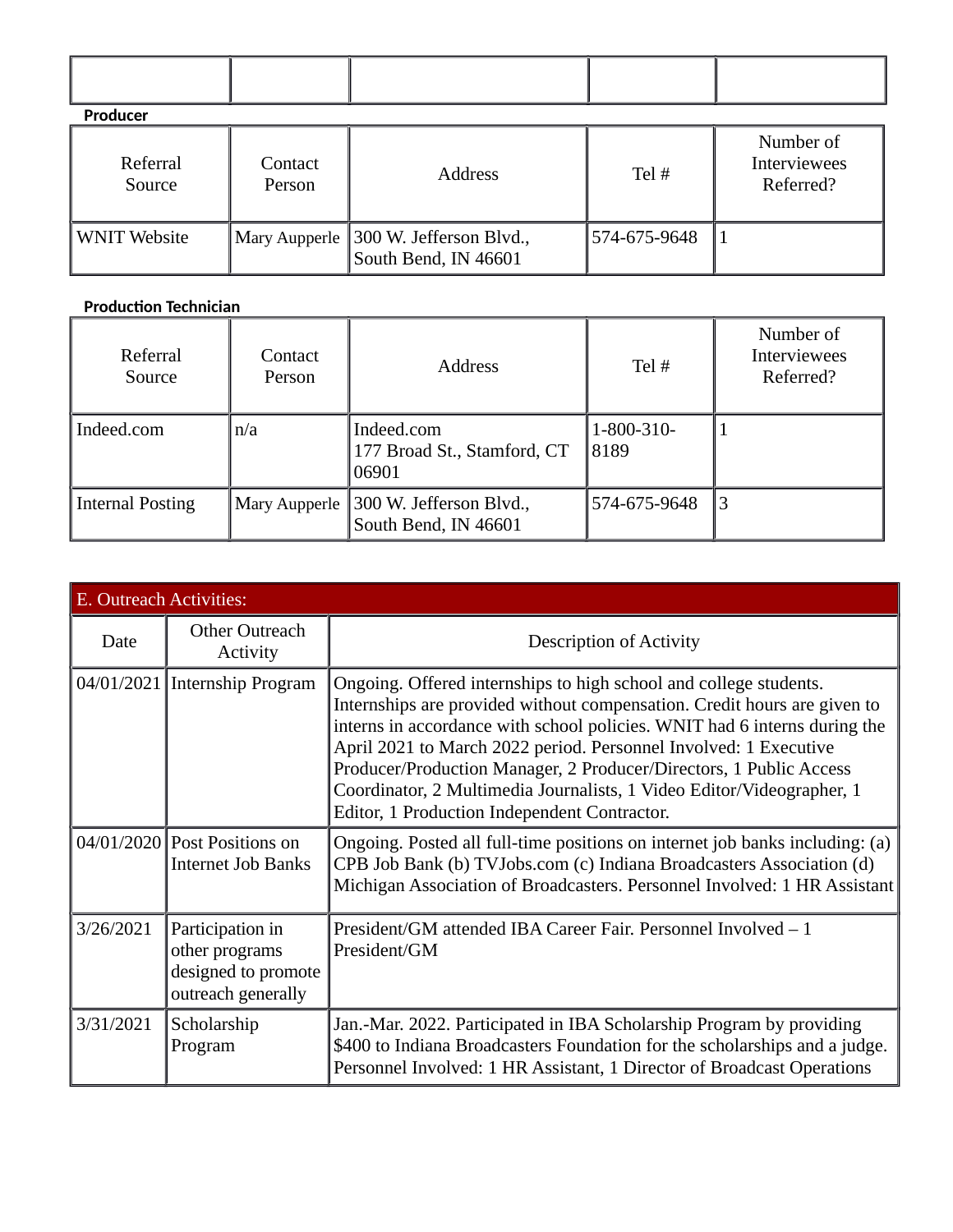| | | | | |
|---|---|---|---|---|
| | | | | |

**Producer**

| Referral Source | Contact Person | Address | Tel # | Number of Interviewees Referred? |
|---|---|---|---|---|
| WNIT Website | Mary Aupperle | 300 W. Jefferson Blvd., South Bend, IN 46601 | 574-675-9648 | 1 |

**Production Technician**

| Referral Source | Contact Person | Address | Tel # | Number of Interviewees Referred? |
|---|---|---|---|---|
| Indeed.com | n/a | Indeed.com 177 Broad St., Stamford, CT 06901 | 1-800-310-8189 | 1 |
| Internal Posting | Mary Aupperle | 300 W. Jefferson Blvd., South Bend, IN 46601 | 574-675-9648 | 3 |

**E. Outreach Activities:**

| Date | Other Outreach Activity | Description of Activity |
|---|---|---|
| 04/01/2021 | Internship Program | Ongoing. Offered internships to high school and college students. Internships are provided without compensation. Credit hours are given to interns in accordance with school policies. WNIT had 6 interns during the April 2021 to March 2022 period. Personnel Involved: 1 Executive Producer/Production Manager, 2 Producer/Directors, 1 Public Access Coordinator, 2 Multimedia Journalists, 1 Video Editor/Videographer, 1 Editor, 1 Production Independent Contractor. |
| 04/01/2020 | Post Positions on Internet Job Banks | Ongoing. Posted all full-time positions on internet job banks including: (a) CPB Job Bank (b) TVJobs.com (c) Indiana Broadcasters Association (d) Michigan Association of Broadcasters. Personnel Involved: 1 HR Assistant |
| 3/26/2021 | Participation in other programs designed to promote outreach generally | President/GM attended IBA Career Fair. Personnel Involved – 1 President/GM |
| 3/31/2021 | Scholarship Program | Jan.-Mar. 2022. Participated in IBA Scholarship Program by providing $400 to Indiana Broadcasters Foundation for the scholarships and a judge. Personnel Involved: 1 HR Assistant, 1 Director of Broadcast Operations |